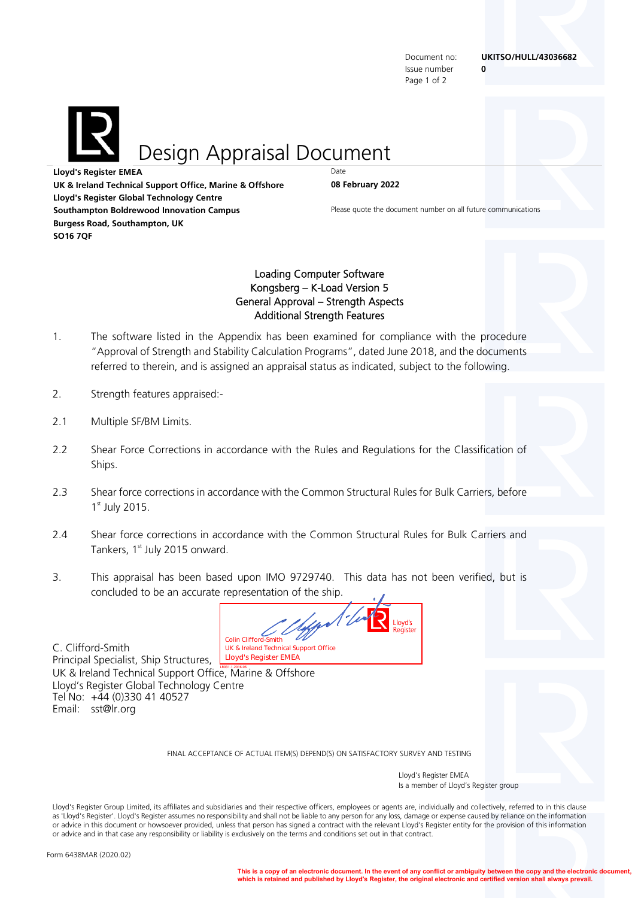Document no: **UKITSO/HULL/43036682**
Issue number **0**

# Design Appraisal Document

**Lloyd's Register EMEA**
**UK & Ireland Technical Support Office, Marine & Offshore**
**Lloyd's Register Global Technology Centre**
**Southampton Boldrewood Innovation Campus**
**Burgess Road, Southampton, UK**
**SO16 7QF**

Date
**08 February 2022**

Please quote the document number on all future communications

Loading Computer Software
Kongsberg – K-Load Version 5
General Approval – Strength Aspects
Additional Strength Features

1. The software listed in the Appendix has been examined for compliance with the procedure "Approval of Strength and Stability Calculation Programs", dated June 2018, and the documents referred to therein, and is assigned an appraisal status as indicated, subject to the following.

2. Strength features appraised:-

2.1 Multiple SF/BM Limits.

2.2 Shear Force Corrections in accordance with the Rules and Regulations for the Classification of Ships.

2.3 Shear force corrections in accordance with the Common Structural Rules for Bulk Carriers, before 1st July 2015.

2.4 Shear force corrections in accordance with the Common Structural Rules for Bulk Carriers and Tankers, 1st July 2015 onward.

3. This appraisal has been based upon IMO 9729740. This data has not been verified, but is concluded to be an accurate representation of the ship.

Colin Clifford-Smith
UK & Ireland Technical Support Office
Lloyd's Register EMEA

C. Clifford-Smith
Principal Specialist, Ship Structures,
UK & Ireland Technical Support Office, Marine & Offshore
Lloyd's Register Global Technology Centre
Tel No: +44 (0)330 41 40527
Email: sst@lr.org

FINAL ACCEPTANCE OF ACTUAL ITEM(S) DEPEND(S) ON SATISFACTORY SURVEY AND TESTING

Lloyd's Register EMEA
Is a member of Lloyd's Register group

Lloyd's Register Group Limited, its affiliates and subsidiaries and their respective officers, employees or agents are, individually and collectively, referred to in this clause as 'Lloyd's Register'. Lloyd's Register assumes no responsibility and shall not be liable to any person for any loss, damage or expense caused by reliance on the information or advice in this document or howsoever provided, unless that person has signed a contract with the relevant Lloyd's Register entity for the provision of this information or advice and in that case any responsibility or liability is exclusively on the terms and conditions set out in that contract.

Form 6438MAR (2020.02)

**This is a copy of an electronic document. In the event of any conflict or ambiguity between the copy and the electronic document, which is retained and published by Lloyd's Register, the original electronic and certified version shall always prevail.**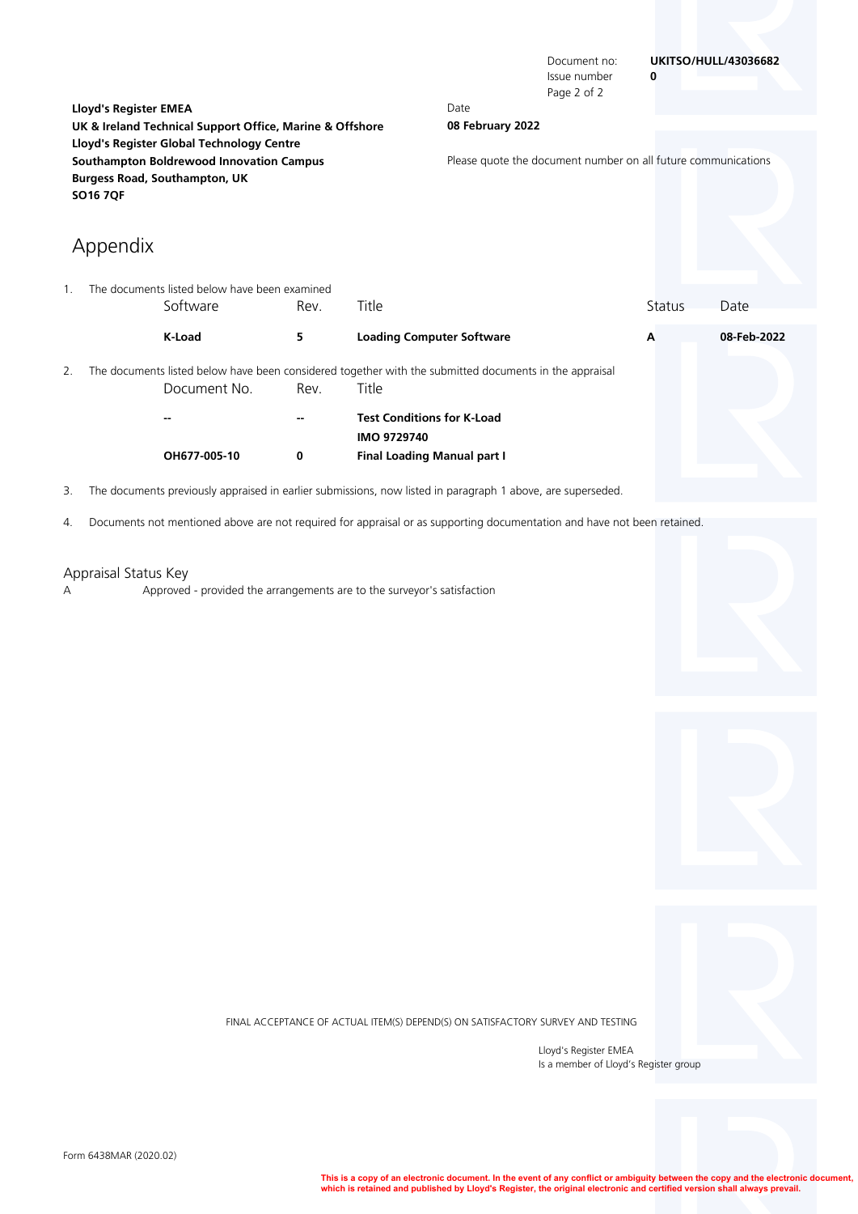Document no: **UKITSO/HULL/43036682**
Issue number **0**

**Lloyd's Register EMEA**
**UK & Ireland Technical Support Office, Marine & Offshore**
**Lloyd's Register Global Technology Centre**
**Southampton Boldrewood Innovation Campus**
**Burgess Road, Southampton, UK**
**SO16 7QF**

Date
**08 February 2022**

Please quote the document number on all future communications

# Appendix

1. The documents listed below have been examined

| Software | Rev. | Title | Status | Date |
|---|---|---|---|---|
| **K-Load** | **5** | **Loading Computer Software** | **A** | **08-Feb-2022** |

2. The documents listed below have been considered together with the submitted documents in the appraisal

| Document No. | Rev. | Title |
|---|---|---|
| **--** | **--** | **Test Conditions for K-Load IMO 9729740** |
| **OH677-005-10** | **0** | **Final Loading Manual part I** |

3. The documents previously appraised in earlier submissions, now listed in paragraph 1 above, are superseded.

4. Documents not mentioned above are not required for appraisal or as supporting documentation and have not been retained.

## Appraisal Status Key

A Approved - provided the arrangements are to the surveyor's satisfaction

FINAL ACCEPTANCE OF ACTUAL ITEM(S) DEPEND(S) ON SATISFACTORY SURVEY AND TESTING

Lloyd's Register EMEA
Is a member of Lloyd's Register group

Form 6438MAR (2020.02)

**This is a copy of an electronic document. In the event of any conflict or ambiguity between the copy and the electronic document, which is retained and published by Lloyd's Register, the original electronic and certified version shall always prevail.**